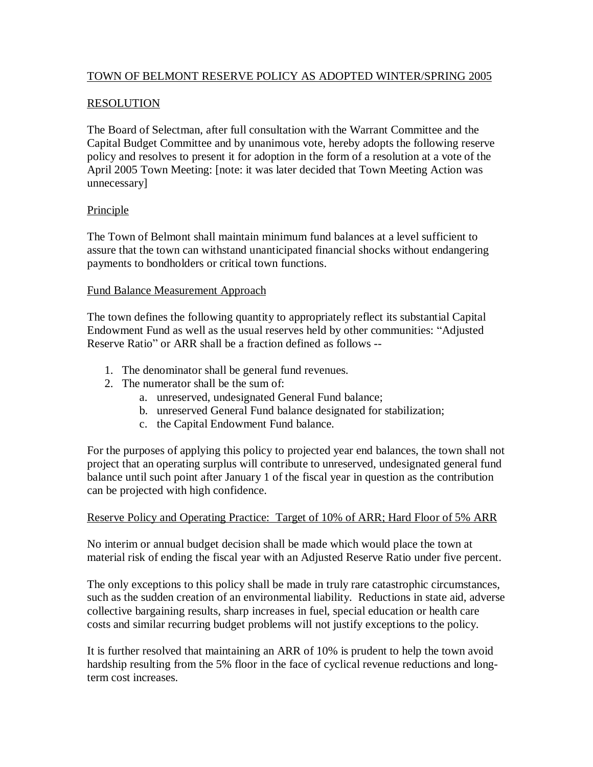# TOWN OF BELMONT RESERVE POLICY AS ADOPTED WINTER/SPRING 2005

## RESOLUTION

The Board of Selectman, after full consultation with the Warrant Committee and the Capital Budget Committee and by unanimous vote, hereby adopts the following reserve policy and resolves to present it for adoption in the form of a resolution at a vote of the April 2005 Town Meeting: [note: it was later decided that Town Meeting Action was unnecessary]

### Principle

The Town of Belmont shall maintain minimum fund balances at a level sufficient to assure that the town can withstand unanticipated financial shocks without endangering payments to bondholders or critical town functions.

### Fund Balance Measurement Approach

The town defines the following quantity to appropriately reflect its substantial Capital Endowment Fund as well as the usual reserves held by other communities: "Adjusted Reserve Ratio" or ARR shall be a fraction defined as follows --

1. The denominator shall be general fund revenues.
2. The numerator shall be the sum of:
   a. unreserved, undesignated General Fund balance;
   b. unreserved General Fund balance designated for stabilization;
   c. the Capital Endowment Fund balance.

For the purposes of applying this policy to projected year end balances, the town shall not project that an operating surplus will contribute to unreserved, undesignated general fund balance until such point after January 1 of the fiscal year in question as the contribution can be projected with high confidence.

### Reserve Policy and Operating Practice: Target of 10% of ARR; Hard Floor of 5% ARR

No interim or annual budget decision shall be made which would place the town at material risk of ending the fiscal year with an Adjusted Reserve Ratio under five percent.

The only exceptions to this policy shall be made in truly rare catastrophic circumstances, such as the sudden creation of an environmental liability. Reductions in state aid, adverse collective bargaining results, sharp increases in fuel, special education or health care costs and similar recurring budget problems will not justify exceptions to the policy.

It is further resolved that maintaining an ARR of 10% is prudent to help the town avoid hardship resulting from the 5% floor in the face of cyclical revenue reductions and long-term cost increases.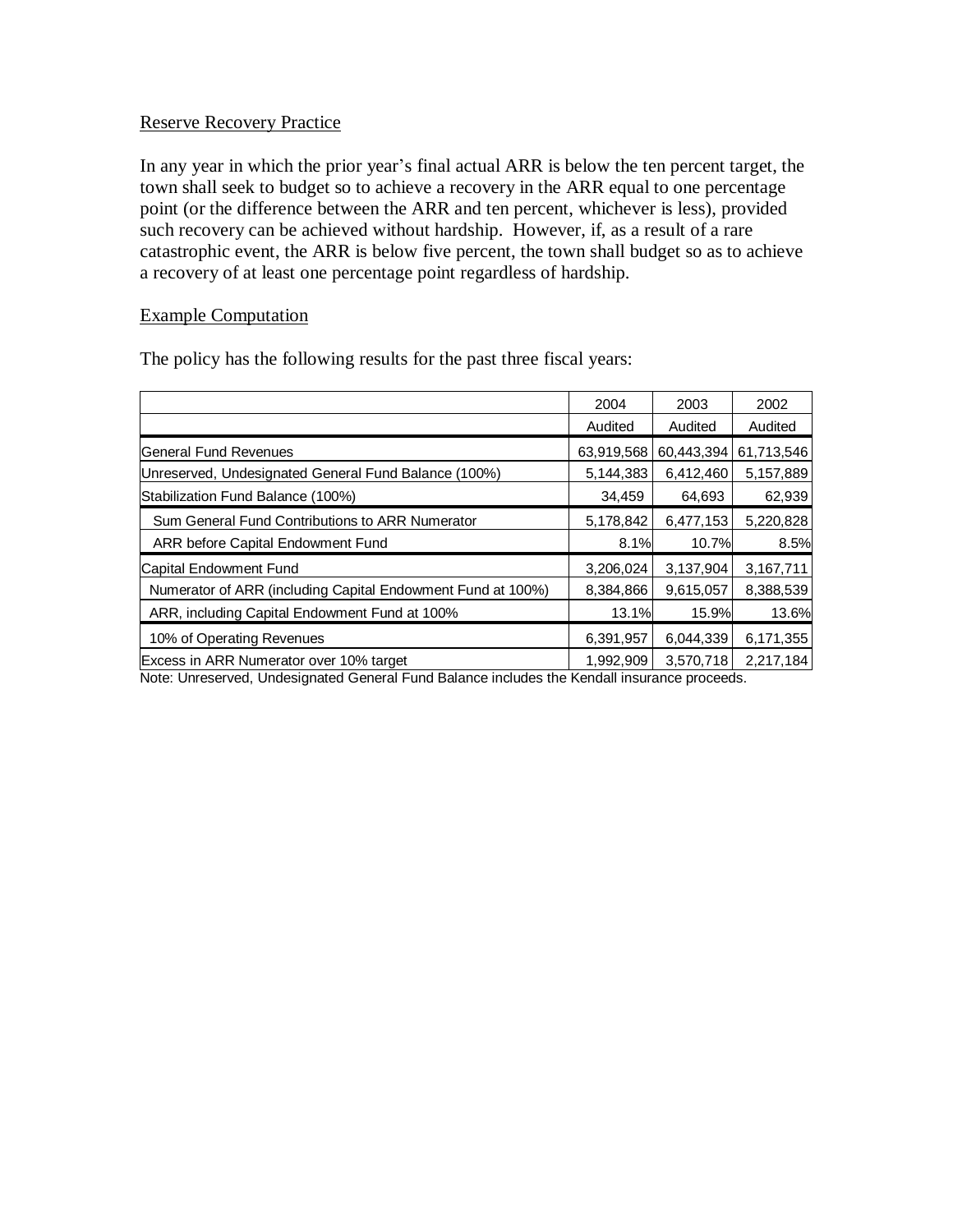Reserve Recovery Practice

In any year in which the prior year's final actual ARR is below the ten percent target, the town shall seek to budget so to achieve a recovery in the ARR equal to one percentage point (or the difference between the ARR and ten percent, whichever is less), provided such recovery can be achieved without hardship. However, if, as a result of a rare catastrophic event, the ARR is below five percent, the town shall budget so as to achieve a recovery of at least one percentage point regardless of hardship.

Example Computation

The policy has the following results for the past three fiscal years:

| | 2004 | 2003 | 2002 |
|---|---|---|---|
| | Audited | Audited | Audited |
| General Fund Revenues | 63,919,568 | 60,443,394 | 61,713,546 |
| Unreserved, Undesignated General Fund Balance (100%) | 5,144,383 | 6,412,460 | 5,157,889 |
| Stabilization Fund Balance (100%) | 34,459 | 64,693 | 62,939 |
| Sum General Fund Contributions to ARR Numerator | 5,178,842 | 6,477,153 | 5,220,828 |
| ARR before Capital Endowment Fund | 8.1% | 10.7% | 8.5% |
| Capital Endowment Fund | 3,206,024 | 3,137,904 | 3,167,711 |
| Numerator of ARR (including Capital Endowment Fund at 100%) | 8,384,866 | 9,615,057 | 8,388,539 |
| ARR, including Capital Endowment Fund at 100% | 13.1% | 15.9% | 13.6% |
| 10% of Operating Revenues | 6,391,957 | 6,044,339 | 6,171,355 |
| Excess in ARR Numerator over 10% target | 1,992,909 | 3,570,718 | 2,217,184 |

Note: Unreserved, Undesignated General Fund Balance includes the Kendall insurance proceeds.